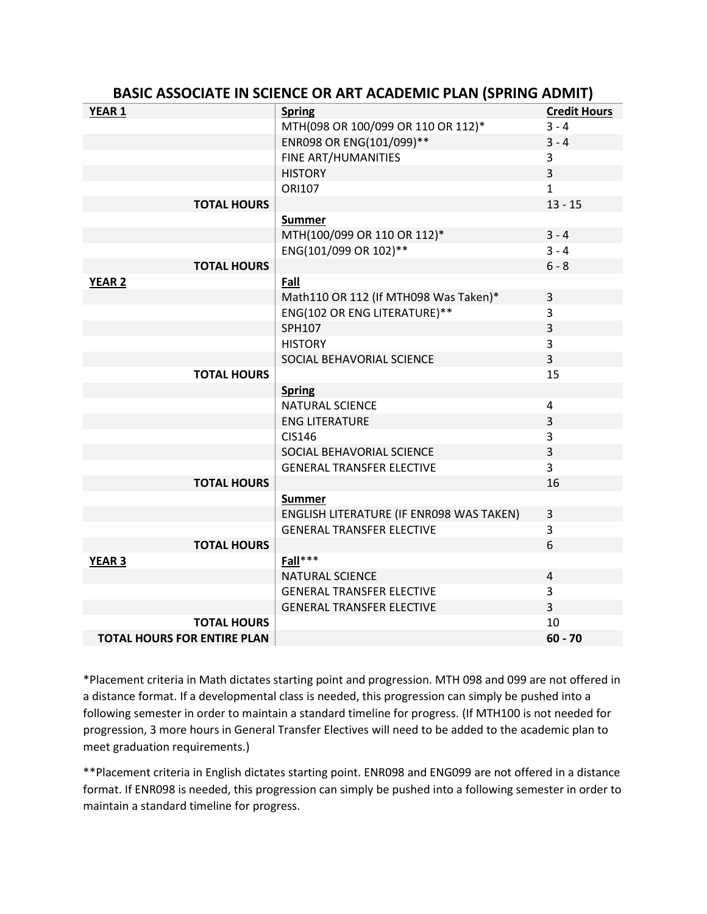# BASIC ASSOCIATE IN SCIENCE OR ART ACADEMIC PLAN (SPRING ADMIT)

| YEAR 1 | Spring | Credit Hours |
|---|---|---|
| | MTH(098 OR 100/099 OR 110 OR 112)* | 3 - 4 |
| | ENR098 OR ENG(101/099)** | 3 - 4 |
| | FINE ART/HUMANITIES | 3 |
| | HISTORY | 3 |
| | ORI107 | 1 |
| **TOTAL HOURS** | | 13 - 15 |
| | **Summer** | |
| | MTH(100/099 OR 110 OR 112)* | 3 - 4 |
| | ENG(101/099 OR 102)** | 3 - 4 |
| **TOTAL HOURS** | | 6 - 8 |
| **YEAR 2** | **Fall** | |
| | Math110 OR 112 (If MTH098 Was Taken)* | 3 |
| | ENG(102 OR ENG LITERATURE)** | 3 |
| | SPH107 | 3 |
| | HISTORY | 3 |
| | SOCIAL BEHAVORIAL SCIENCE | 3 |
| **TOTAL HOURS** | | 15 |
| | **Spring** | |
| | NATURAL SCIENCE | 4 |
| | ENG LITERATURE | 3 |
| | CIS146 | 3 |
| | SOCIAL BEHAVORIAL SCIENCE | 3 |
| | GENERAL TRANSFER ELECTIVE | 3 |
| **TOTAL HOURS** | | 16 |
| | **Summer** | |
| | ENGLISH LITERATURE (IF ENR098 WAS TAKEN) | 3 |
| | GENERAL TRANSFER ELECTIVE | 3 |
| **TOTAL HOURS** | | 6 |
| **YEAR 3** | **Fall***** | |
| | NATURAL SCIENCE | 4 |
| | GENERAL TRANSFER ELECTIVE | 3 |
| | GENERAL TRANSFER ELECTIVE | 3 |
| **TOTAL HOURS** | | 10 |
| **TOTAL HOURS FOR ENTIRE PLAN** | | **60 - 70** |

*Placement criteria in Math dictates starting point and progression. MTH 098 and 099 are not offered in a distance format. If a developmental class is needed, this progression can simply be pushed into a following semester in order to maintain a standard timeline for progress. (If MTH100 is not needed for progression, 3 more hours in General Transfer Electives will need to be added to the academic plan to meet graduation requirements.)

**Placement criteria in English dictates starting point. ENR098 and ENG099 are not offered in a distance format. If ENR098 is needed, this progression can simply be pushed into a following semester in order to maintain a standard timeline for progress.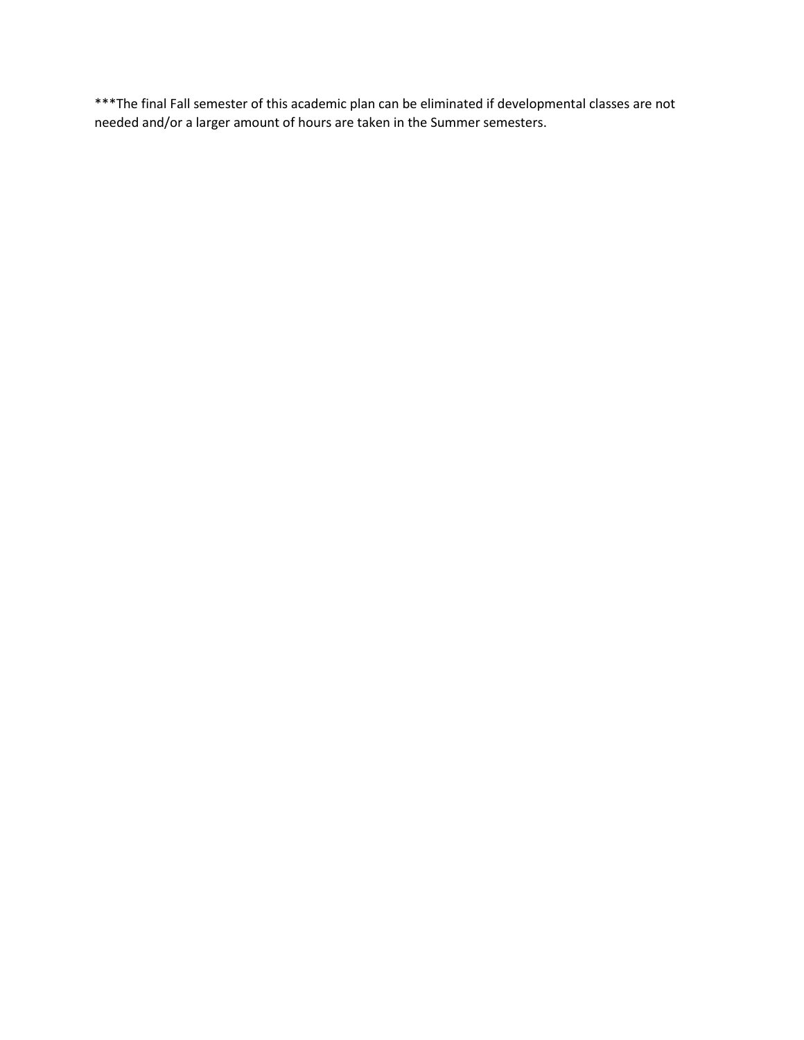***The final Fall semester of this academic plan can be eliminated if developmental classes are not needed and/or a larger amount of hours are taken in the Summer semesters.